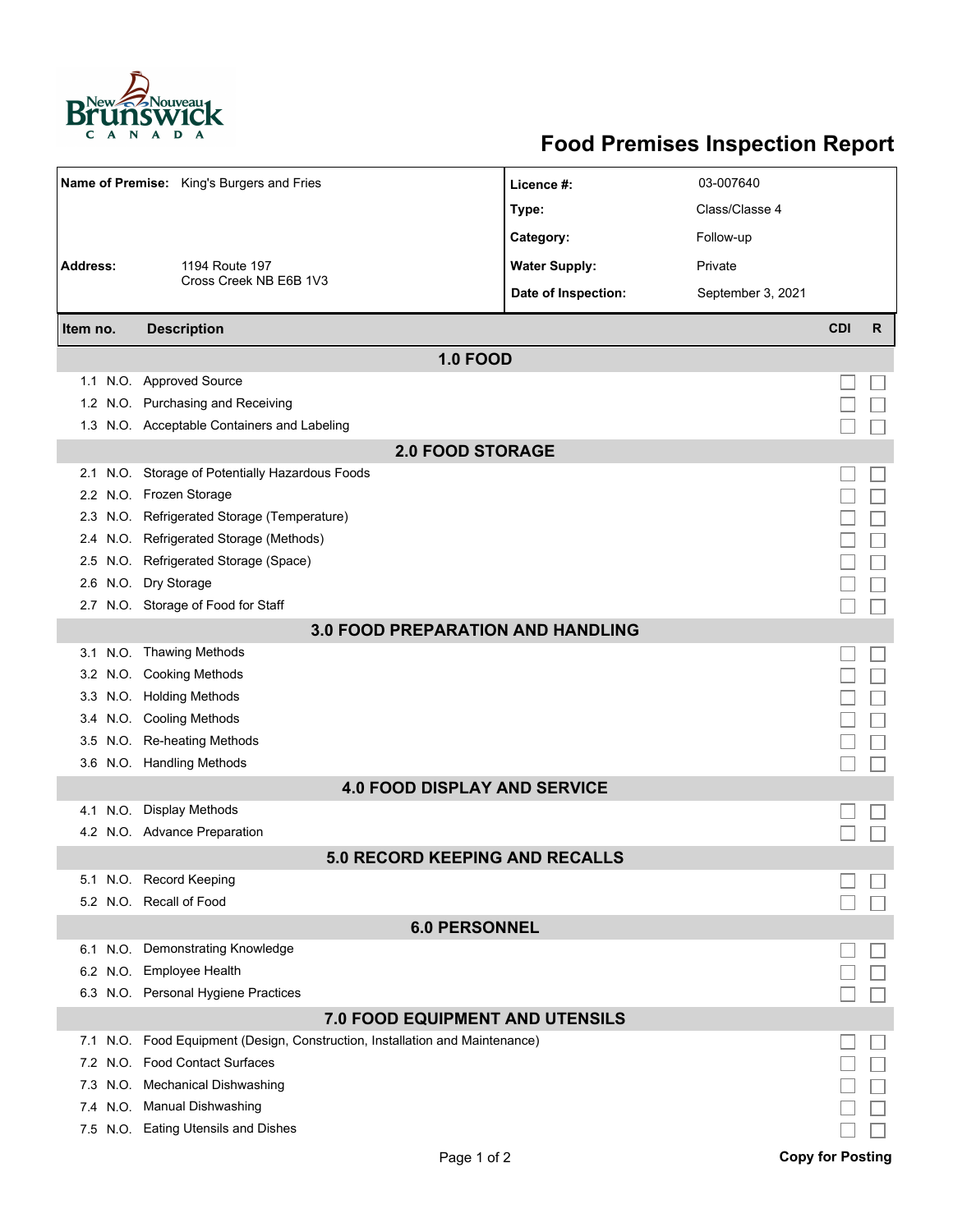# Food Premises Inspection Report

| | | | |
|---|---|---|---|
| **Name of Premise:** | King's Burgers and Fries | **Licence #:** | 03-007640 |
| | | **Type:** | Class/Classe 4 |
| | | **Category:** | Follow-up |
| **Address:** | 1194 Route 197<br>Cross Creek NB E6B 1V3 | **Water Supply:** | Private |
| | | **Date of Inspection:** | September 3, 2021 |

| Item no. | | Description | CDI | R |
|---|---|---|---|---|
| | | **1.0 FOOD** | | |
| 1.1 | N.O. | Approved Source | ☐ | ☐ |
| 1.2 | N.O. | Purchasing and Receiving | ☐ | ☐ |
| 1.3 | N.O. | Acceptable Containers and Labeling | ☐ | ☐ |
| | | **2.0 FOOD STORAGE** | | |
| 2.1 | N.O. | Storage of Potentially Hazardous Foods | ☐ | ☐ |
| 2.2 | N.O. | Frozen Storage | ☐ | ☐ |
| 2.3 | N.O. | Refrigerated Storage (Temperature) | ☐ | ☐ |
| 2.4 | N.O. | Refrigerated Storage (Methods) | ☐ | ☐ |
| 2.5 | N.O. | Refrigerated Storage (Space) | ☐ | ☐ |
| 2.6 | N.O. | Dry Storage | ☐ | ☐ |
| 2.7 | N.O. | Storage of Food for Staff | ☐ | ☐ |
| | | **3.0 FOOD PREPARATION AND HANDLING** | | |
| 3.1 | N.O. | Thawing Methods | ☐ | ☐ |
| 3.2 | N.O. | Cooking Methods | ☐ | ☐ |
| 3.3 | N.O. | Holding Methods | ☐ | ☐ |
| 3.4 | N.O. | Cooling Methods | ☐ | ☐ |
| 3.5 | N.O. | Re-heating Methods | ☐ | ☐ |
| 3.6 | N.O. | Handling Methods | ☐ | ☐ |
| | | **4.0 FOOD DISPLAY AND SERVICE** | | |
| 4.1 | N.O. | Display Methods | ☐ | ☐ |
| 4.2 | N.O. | Advance Preparation | ☐ | ☐ |
| | | **5.0 RECORD KEEPING AND RECALLS** | | |
| 5.1 | N.O. | Record Keeping | ☐ | ☐ |
| 5.2 | N.O. | Recall of Food | ☐ | ☐ |
| | | **6.0 PERSONNEL** | | |
| 6.1 | N.O. | Demonstrating Knowledge | ☐ | ☐ |
| 6.2 | N.O. | Employee Health | ☐ | ☐ |
| 6.3 | N.O. | Personal Hygiene Practices | ☐ | ☐ |
| | | **7.0 FOOD EQUIPMENT AND UTENSILS** | | |
| 7.1 | N.O. | Food Equipment (Design, Construction, Installation and Maintenance) | ☐ | ☐ |
| 7.2 | N.O. | Food Contact Surfaces | ☐ | ☐ |
| 7.3 | N.O. | Mechanical Dishwashing | ☐ | ☐ |
| 7.4 | N.O. | Manual Dishwashing | ☐ | ☐ |
| 7.5 | N.O. | Eating Utensils and Dishes | ☐ | ☐ |

**Copy for Posting**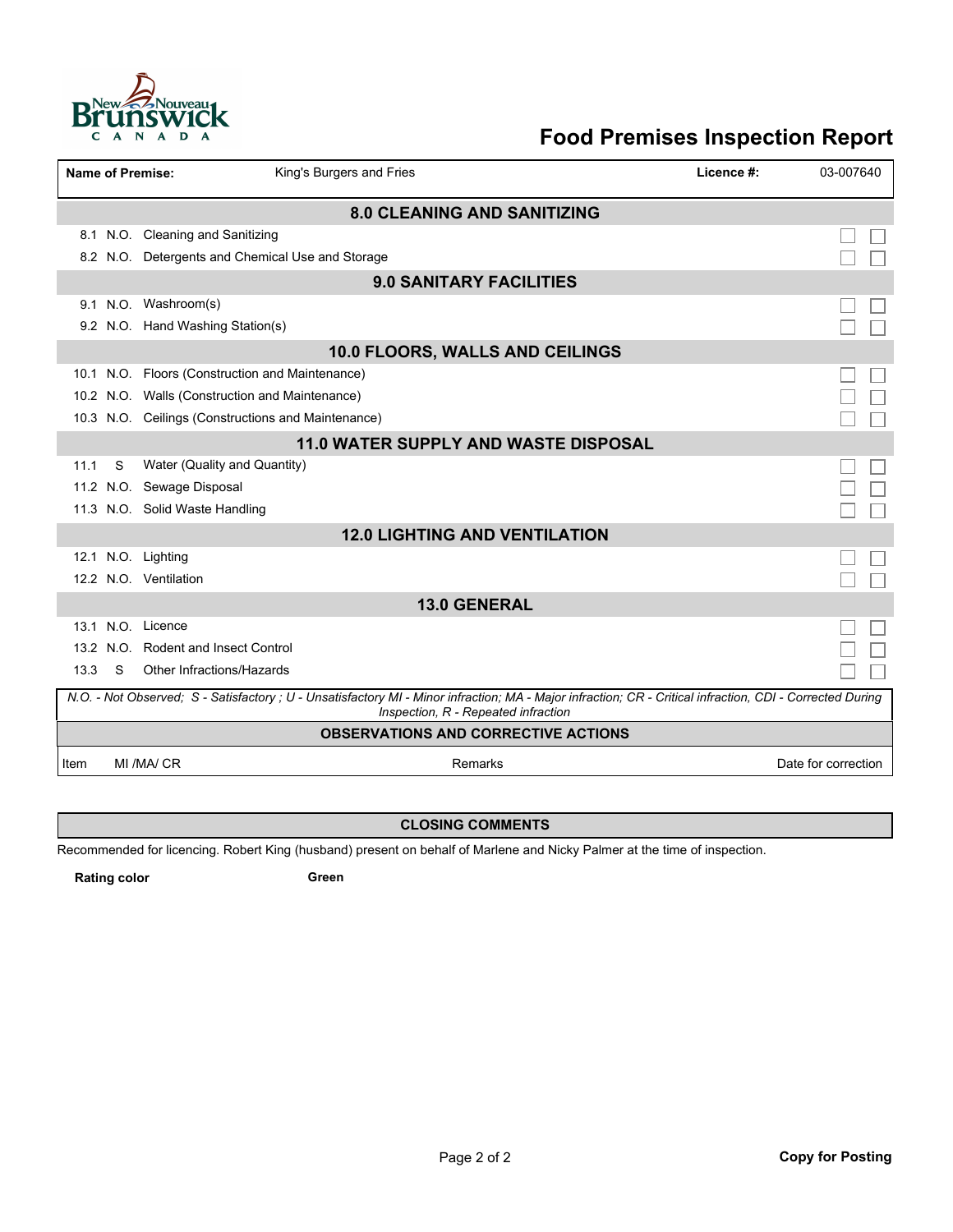# Food Premises Inspection Report

| **Name of Premise:** | King's Burgers and Fries | **Licence #:** | 03-007640 |
|---|---|---|---|

## 8.0 CLEANING AND SANITIZING

| | | | |
|---|---|---|---|
| 8.1 | N.O. | Cleaning and Sanitizing | |
| 8.2 | N.O. | Detergents and Chemical Use and Storage | |

## 9.0 SANITARY FACILITIES

| | | | |
|---|---|---|---|
| 9.1 | N.O. | Washroom(s) | |
| 9.2 | N.O. | Hand Washing Station(s) | |

## 10.0 FLOORS, WALLS AND CEILINGS

| | | | |
|---|---|---|---|
| 10.1 | N.O. | Floors (Construction and Maintenance) | |
| 10.2 | N.O. | Walls (Construction and Maintenance) | |
| 10.3 | N.O. | Ceilings (Constructions and Maintenance) | |

## 11.0 WATER SUPPLY AND WASTE DISPOSAL

| | | | |
|---|---|---|---|
| 11.1 | S | Water (Quality and Quantity) | |
| 11.2 | N.O. | Sewage Disposal | |
| 11.3 | N.O. | Solid Waste Handling | |

## 12.0 LIGHTING AND VENTILATION

| | | | |
|---|---|---|---|
| 12.1 | N.O. | Lighting | |
| 12.2 | N.O. | Ventilation | |

## 13.0 GENERAL

| | | | |
|---|---|---|---|
| 13.1 | N.O. | Licence | |
| 13.2 | N.O. | Rodent and Insect Control | |
| 13.3 | S | Other Infractions/Hazards | |

*N.O. - Not Observed; S - Satisfactory ; U - Unsatisfactory MI - Minor infraction; MA - Major infraction; CR - Critical infraction, CDI - Corrected During Inspection, R - Repeated infraction*

## OBSERVATIONS AND CORRECTIVE ACTIONS

| Item | MI /MA/ CR | Remarks | Date for correction |
|---|---|---|---|

## CLOSING COMMENTS

Recommended for licencing. Robert King (husband) present on behalf of Marlene and Nicky Palmer at the time of inspection.

**Rating color** **Green**

**Copy for Posting**